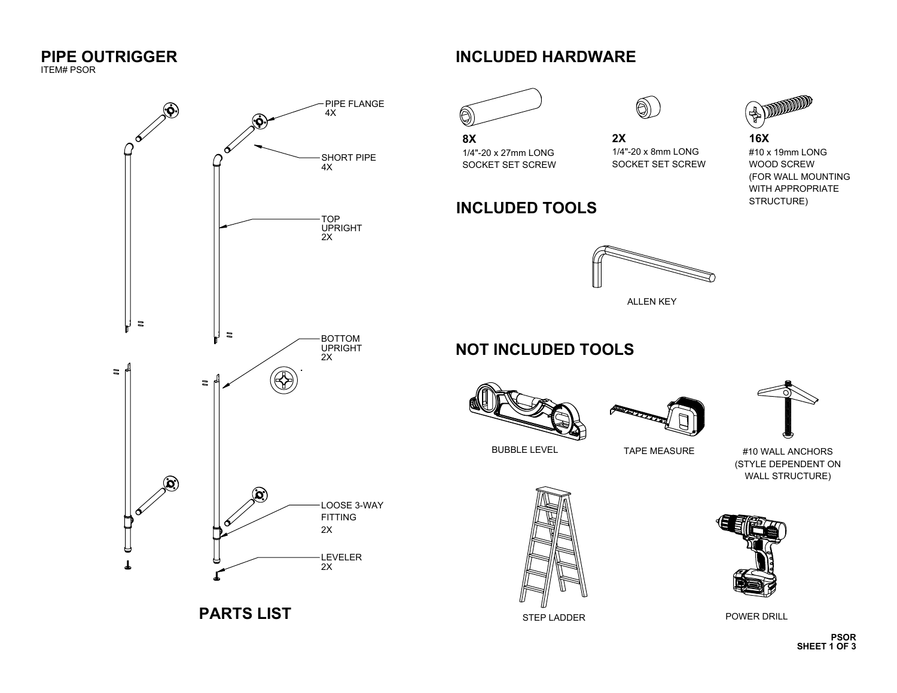# PIPE OUTRIGGER

ITEM# PSOR

PIPE FLANGE
4X

SHORT PIPE
4X

TOP
UPRIGHT
2X

BOTTOM
UPRIGHT
2X

LOOSE 3-WAY
FITTING
2X

LEVELER
2X

## PARTS LIST

## INCLUDED HARDWARE

**8X**
1/4"-20 x 27mm LONG
SOCKET SET SCREW

**2X**
1/4"-20 x 8mm LONG
SOCKET SET SCREW

**16X**
#10 x 19mm LONG
WOOD SCREW
(FOR WALL MOUNTING
WITH APPROPRIATE
STRUCTURE)

## INCLUDED TOOLS

ALLEN KEY

## NOT INCLUDED TOOLS

BUBBLE LEVEL

TAPE MEASURE

#10 WALL ANCHORS
(STYLE DEPENDENT ON
WALL STRUCTURE)

STEP LADDER

POWER DRILL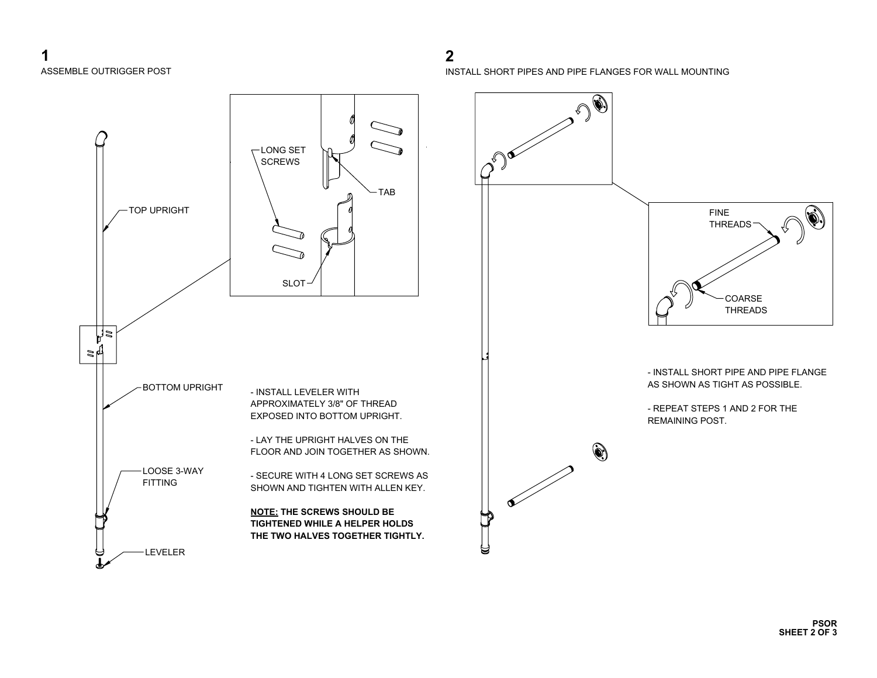## 1

ASSEMBLE OUTRIGGER POST

TOP UPRIGHT

LONG SET SCREWS

TAB

SLOT

BOTTOM UPRIGHT

LOOSE 3-WAY FITTING

LEVELER

- INSTALL LEVELER WITH APPROXIMATELY 3/8" OF THREAD EXPOSED INTO BOTTOM UPRIGHT.

- LAY THE UPRIGHT HALVES ON THE FLOOR AND JOIN TOGETHER AS SHOWN.

- SECURE WITH 4 LONG SET SCREWS AS SHOWN AND TIGHTEN WITH ALLEN KEY.

**NOTE: THE SCREWS SHOULD BE TIGHTENED WHILE A HELPER HOLDS THE TWO HALVES TOGETHER TIGHTLY.**

## 2

INSTALL SHORT PIPES AND PIPE FLANGES FOR WALL MOUNTING

FINE THREADS

COARSE THREADS

- INSTALL SHORT PIPE AND PIPE FLANGE AS SHOWN AS TIGHT AS POSSIBLE.

- REPEAT STEPS 1 AND 2 FOR THE REMAINING POST.

**PSOR**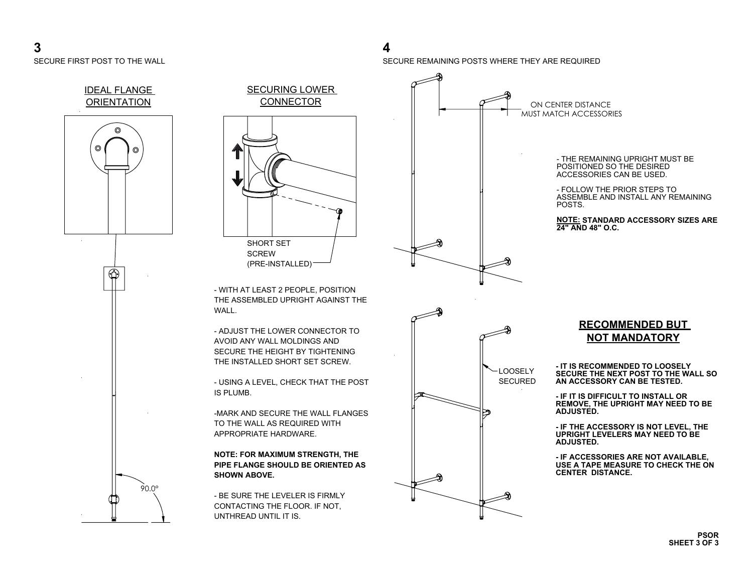## 3

SECURE FIRST POST TO THE WALL

IDEAL FLANGE ORIENTATION

SECURING LOWER CONNECTOR

SHORT SET SCREW (PRE-INSTALLED)

90.0°

- WITH AT LEAST 2 PEOPLE, POSITION THE ASSEMBLED UPRIGHT AGAINST THE WALL.

- ADJUST THE LOWER CONNECTOR TO AVOID ANY WALL MOLDINGS AND SECURE THE HEIGHT BY TIGHTENING THE INSTALLED SHORT SET SCREW.

- USING A LEVEL, CHECK THAT THE POST IS PLUMB.

-MARK AND SECURE THE WALL FLANGES TO THE WALL AS REQUIRED WITH APPROPRIATE HARDWARE.

**NOTE: FOR MAXIMUM STRENGTH, THE PIPE FLANGE SHOULD BE ORIENTED AS SHOWN ABOVE.**

- BE SURE THE LEVELER IS FIRMLY CONTACTING THE FLOOR. IF NOT, UNTHREAD UNTIL IT IS.

## 4

SECURE REMAINING POSTS WHERE THEY ARE REQUIRED

ON CENTER DISTANCE MUST MATCH ACCESSORIES

- THE REMAINING UPRIGHT MUST BE POSITIONED SO THE DESIRED ACCESSORIES CAN BE USED.

- FOLLOW THE PRIOR STEPS TO ASSEMBLE AND INSTALL ANY REMAINING POSTS.

**NOTE: STANDARD ACCESSORY SIZES ARE 24" AND 48" O.C.**

LOOSELY SECURED

### RECOMMENDED BUT NOT MANDATORY

**- IT IS RECOMMENDED TO LOOSELY SECURE THE NEXT POST TO THE WALL SO AN ACCESSORY CAN BE TESTED.**

**- IF IT IS DIFFICULT TO INSTALL OR REMOVE, THE UPRIGHT MAY NEED TO BE ADJUSTED.**

**- IF THE ACCESSORY IS NOT LEVEL, THE UPRIGHT LEVELERS MAY NEED TO BE ADJUSTED.**

**- IF ACCESSORIES ARE NOT AVAILABLE, USE A TAPE MEASURE TO CHECK THE ON CENTER DISTANCE.**

**PSOR**